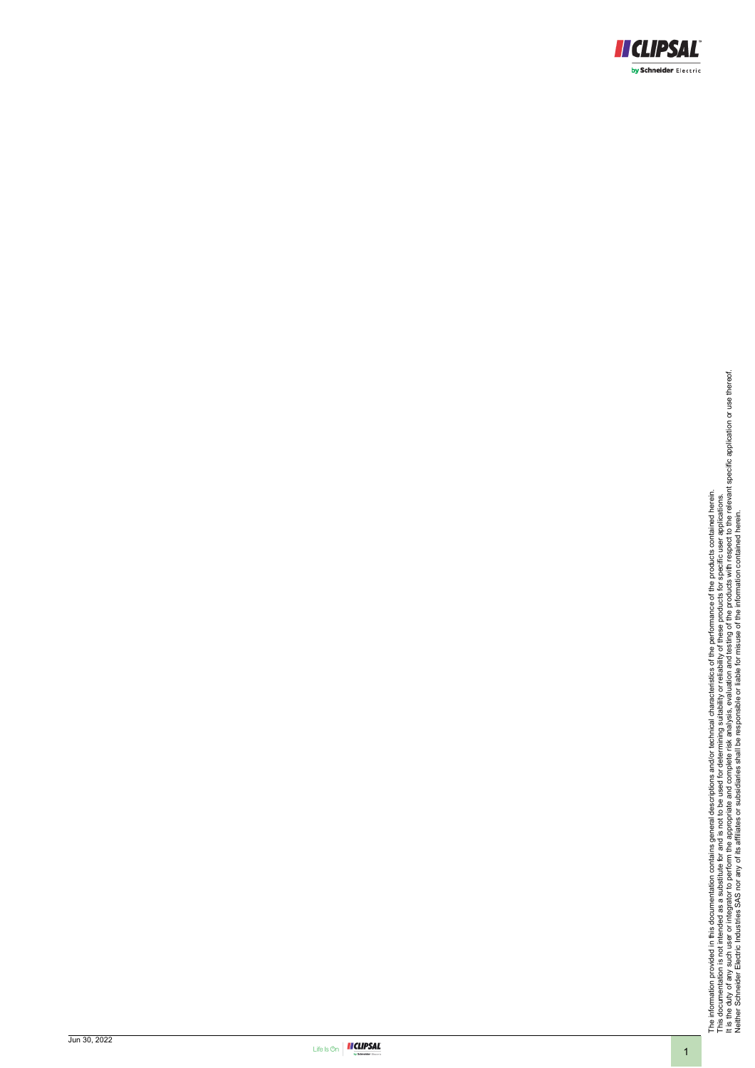The information provided in this documentation contains general descriptions and/or technical characteristics of the performance of the products contained herein.
This documentation is not intended as a substitute for and is not to be used for determining suitability or reliability of these products for specific user applications.
It is the duty of any such user or integrator to perform the appropriate and complete risk analysis, evaluation and testing of the products with respect to the relevant specific application or use thereof.
Neither Schneider Electric Industries SAS nor any of its affiliates or subsidiaries shall be responsible or liable for misuse of the information contained herein.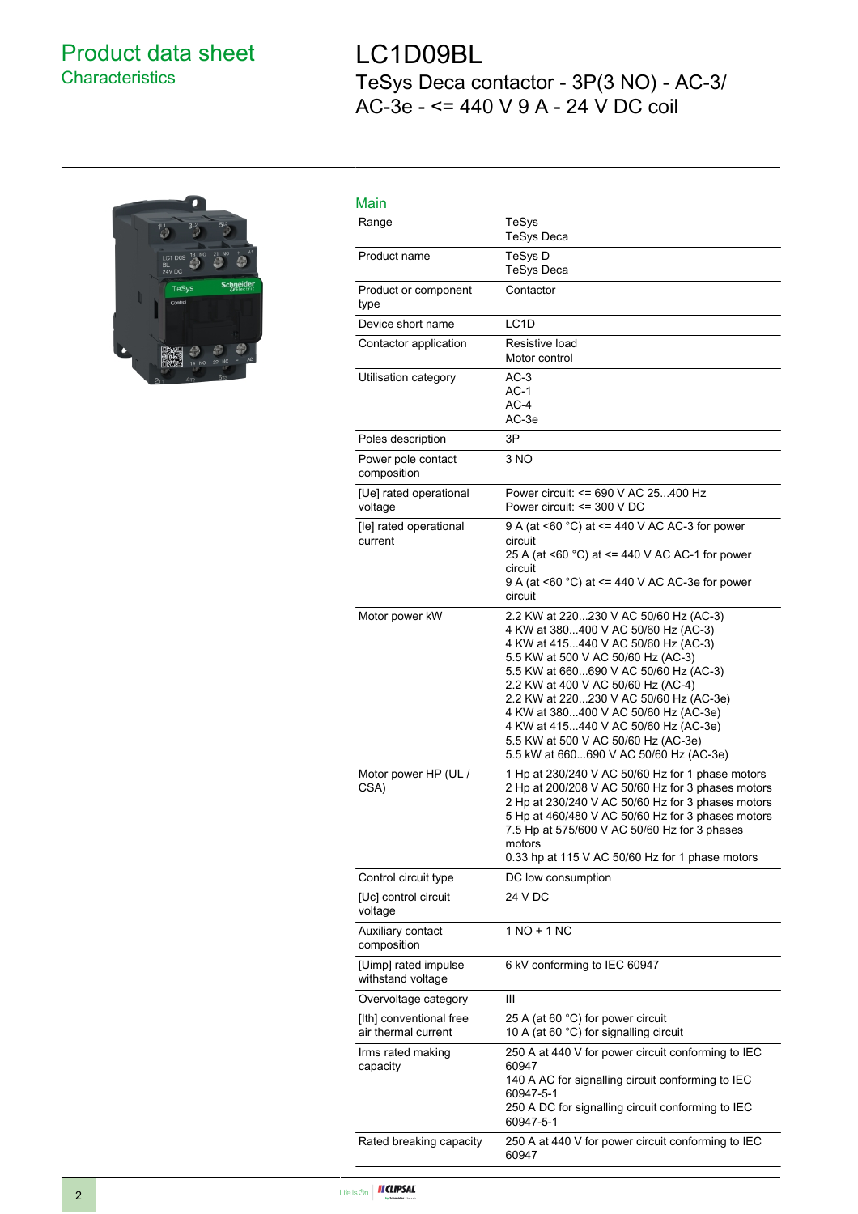# Product data sheet
## Characteristics

# LC1D09BL
TeSys Deca contactor - 3P(3 NO) - AC-3/ AC-3e - <= 440 V 9 A - 24 V DC coil

## Main

| | |
|---|---|
| Range | TeSys<br>TeSys Deca |
| Product name | TeSys D<br>TeSys Deca |
| Product or component type | Contactor |
| Device short name | LC1D |
| Contactor application | Resistive load<br>Motor control |
| Utilisation category | AC-3<br>AC-1<br>AC-4<br>AC-3e |
| Poles description | 3P |
| Power pole contact composition | 3 NO |
| [Ue] rated operational voltage | Power circuit: <= 690 V AC 25...400 Hz<br>Power circuit: <= 300 V DC |
| [Ie] rated operational current | 9 A (at <60 °C) at <= 440 V AC AC-3 for power circuit<br>25 A (at <60 °C) at <= 440 V AC AC-1 for power circuit<br>9 A (at <60 °C) at <= 440 V AC AC-3e for power circuit |
| Motor power kW | 2.2 KW at 220...230 V AC 50/60 Hz (AC-3)<br>4 KW at 380...400 V AC 50/60 Hz (AC-3)<br>4 KW at 415...440 V AC 50/60 Hz (AC-3)<br>5.5 KW at 500 V AC 50/60 Hz (AC-3)<br>5.5 KW at 660...690 V AC 50/60 Hz (AC-3)<br>2.2 KW at 400 V AC 50/60 Hz (AC-4)<br>2.2 KW at 220...230 V AC 50/60 Hz (AC-3e)<br>4 KW at 380...400 V AC 50/60 Hz (AC-3e)<br>4 KW at 415...440 V AC 50/60 Hz (AC-3e)<br>5.5 KW at 500 V AC 50/60 Hz (AC-3e)<br>5.5 kW at 660...690 V AC 50/60 Hz (AC-3e) |
| Motor power HP (UL / CSA) | 1 Hp at 230/240 V AC 50/60 Hz for 1 phase motors<br>2 Hp at 200/208 V AC 50/60 Hz for 3 phases motors<br>2 Hp at 230/240 V AC 50/60 Hz for 3 phases motors<br>5 Hp at 460/480 V AC 50/60 Hz for 3 phases motors<br>7.5 Hp at 575/600 V AC 50/60 Hz for 3 phases motors<br>0.33 hp at 115 V AC 50/60 Hz for 1 phase motors |
| Control circuit type | DC low consumption |
| [Uc] control circuit voltage | 24 V DC |
| Auxiliary contact composition | 1 NO + 1 NC |
| [Uimp] rated impulse withstand voltage | 6 kV conforming to IEC 60947 |
| Overvoltage category | III |
| [Ith] conventional free air thermal current | 25 A (at 60 °C) for power circuit<br>10 A (at 60 °C) for signalling circuit |
| Irms rated making capacity | 250 A at 440 V for power circuit conforming to IEC 60947<br>140 A AC for signalling circuit conforming to IEC 60947-5-1<br>250 A DC for signalling circuit conforming to IEC 60947-5-1 |
| Rated breaking capacity | 250 A at 440 V for power circuit conforming to IEC 60947 |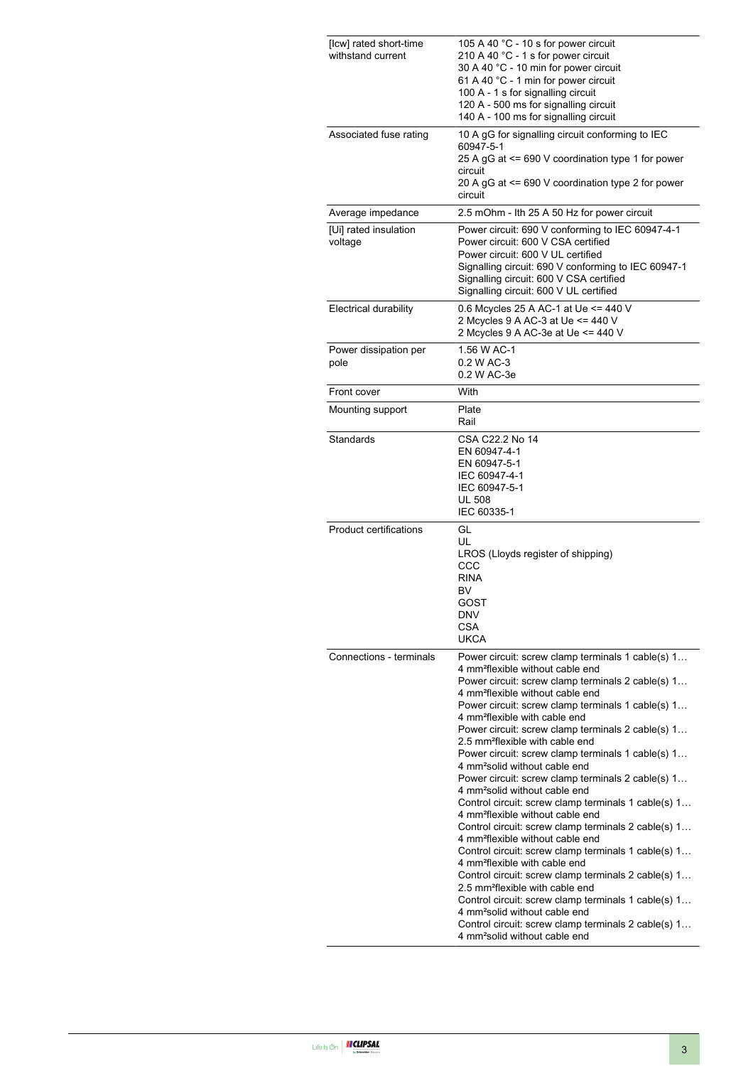| | |
|---|---|
| [Icw] rated short-time withstand current | 105 A 40 °C - 10 s for power circuit<br>210 A 40 °C - 1 s for power circuit<br>30 A 40 °C - 10 min for power circuit<br>61 A 40 °C - 1 min for power circuit<br>100 A - 1 s for signalling circuit<br>120 A - 500 ms for signalling circuit<br>140 A - 100 ms for signalling circuit |
| Associated fuse rating | 10 A gG for signalling circuit conforming to IEC 60947-5-1<br>25 A gG at <= 690 V coordination type 1 for power circuit<br>20 A gG at <= 690 V coordination type 2 for power circuit |
| Average impedance | 2.5 mOhm - Ith 25 A 50 Hz for power circuit |
| [Ui] rated insulation voltage | Power circuit: 690 V conforming to IEC 60947-4-1<br>Power circuit: 600 V CSA certified<br>Power circuit: 600 V UL certified<br>Signalling circuit: 690 V conforming to IEC 60947-1<br>Signalling circuit: 600 V CSA certified<br>Signalling circuit: 600 V UL certified |
| Electrical durability | 0.6 Mcycles 25 A AC-1 at Ue <= 440 V<br>2 Mcycles 9 A AC-3 at Ue <= 440 V<br>2 Mcycles 9 A AC-3e at Ue <= 440 V |
| Power dissipation per pole | 1.56 W AC-1<br>0.2 W AC-3<br>0.2 W AC-3e |
| Front cover | With |
| Mounting support | Plate<br>Rail |
| Standards | CSA C22.2 No 14<br>EN 60947-4-1<br>EN 60947-5-1<br>IEC 60947-4-1<br>IEC 60947-5-1<br>UL 508<br>IEC 60335-1 |
| Product certifications | GL<br>UL<br>LROS (Lloyds register of shipping)<br>CCC<br>RINA<br>BV<br>GOST<br>DNV<br>CSA<br>UKCA |
| Connections - terminals | Power circuit: screw clamp terminals 1 cable(s) 1…4 mm²flexible without cable end<br>Power circuit: screw clamp terminals 2 cable(s) 1…4 mm²flexible without cable end<br>Power circuit: screw clamp terminals 1 cable(s) 1…4 mm²flexible with cable end<br>Power circuit: screw clamp terminals 2 cable(s) 1…2.5 mm²flexible with cable end<br>Power circuit: screw clamp terminals 1 cable(s) 1…4 mm²solid without cable end<br>Power circuit: screw clamp terminals 2 cable(s) 1…4 mm²solid without cable end<br>Control circuit: screw clamp terminals 1 cable(s) 1…4 mm²flexible without cable end<br>Control circuit: screw clamp terminals 2 cable(s) 1…4 mm²flexible without cable end<br>Control circuit: screw clamp terminals 1 cable(s) 1…4 mm²flexible with cable end<br>Control circuit: screw clamp terminals 2 cable(s) 1…2.5 mm²flexible with cable end<br>Control circuit: screw clamp terminals 1 cable(s) 1…4 mm²solid without cable end<br>Control circuit: screw clamp terminals 2 cable(s) 1…4 mm²solid without cable end |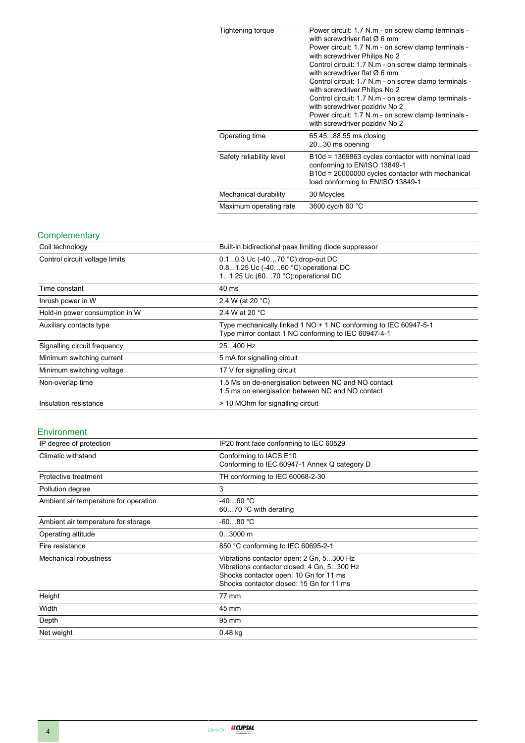| | |
|---|---|
| Tightening torque | Power circuit: 1.7 N.m - on screw clamp terminals - with screwdriver flat Ø 6 mm<br>Power circuit: 1.7 N.m - on screw clamp terminals - with screwdriver Philips No 2<br>Control circuit: 1.7 N.m - on screw clamp terminals - with screwdriver flat Ø 6 mm<br>Control circuit: 1.7 N.m - on screw clamp terminals - with screwdriver Philips No 2<br>Control circuit: 1.7 N.m - on screw clamp terminals - with screwdriver pozidriv No 2<br>Power circuit: 1.7 N.m - on screw clamp terminals - with screwdriver pozidriv No 2 |
| Operating time | 65.45...88.55 ms closing<br>20...30 ms opening |
| Safety reliability level | B10d = 1369863 cycles contactor with nominal load conforming to EN/ISO 13849-1<br>B10d = 20000000 cycles contactor with mechanical load conforming to EN/ISO 13849-1 |
| Mechanical durability | 30 Mcycles |
| Maximum operating rate | 3600 cyc/h 60 °C |

## Complementary

| | |
|---|---|
| Coil technology | Built-in bidirectional peak limiting diode suppressor |
| Control circuit voltage limits | 0.1...0.3 Uc (-40…70 °C):drop-out DC<br>0.8...1.25 Uc (-40…60 °C):operational DC<br>1...1.25 Uc (60…70 °C):operational DC |
| Time constant | 40 ms |
| Inrush power in W | 2.4 W (at 20 °C) |
| Hold-in power consumption in W | 2.4 W at 20 °C |
| Auxiliary contacts type | Type mechanically linked 1 NO + 1 NC conforming to IEC 60947-5-1<br>Type mirror contact 1 NC conforming to IEC 60947-4-1 |
| Signalling circuit frequency | 25...400 Hz |
| Minimum switching current | 5 mA for signalling circuit |
| Minimum switching voltage | 17 V for signalling circuit |
| Non-overlap time | 1.5 Ms on de-energisation between NC and NO contact<br>1.5 ms on energisation between NC and NO contact |
| Insulation resistance | > 10 MOhm for signalling circuit |

## Environment

| | |
|---|---|
| IP degree of protection | IP20 front face conforming to IEC 60529 |
| Climatic withstand | Conforming to IACS E10<br>Conforming to IEC 60947-1 Annex Q category D |
| Protective treatment | TH conforming to IEC 60068-2-30 |
| Pollution degree | 3 |
| Ambient air temperature for operation | -40…60 °C<br>60…70 °C with derating |
| Ambient air temperature for storage | -60…80 °C |
| Operating altitude | 0...3000 m |
| Fire resistance | 850 °C conforming to IEC 60695-2-1 |
| Mechanical robustness | Vibrations contactor open: 2 Gn, 5...300 Hz<br>Vibrations contactor closed: 4 Gn, 5...300 Hz<br>Shocks contactor open: 10 Gn for 11 ms<br>Shocks contactor closed: 15 Gn for 11 ms |
| Height | 77 mm |
| Width | 45 mm |
| Depth | 95 mm |
| Net weight | 0.48 kg |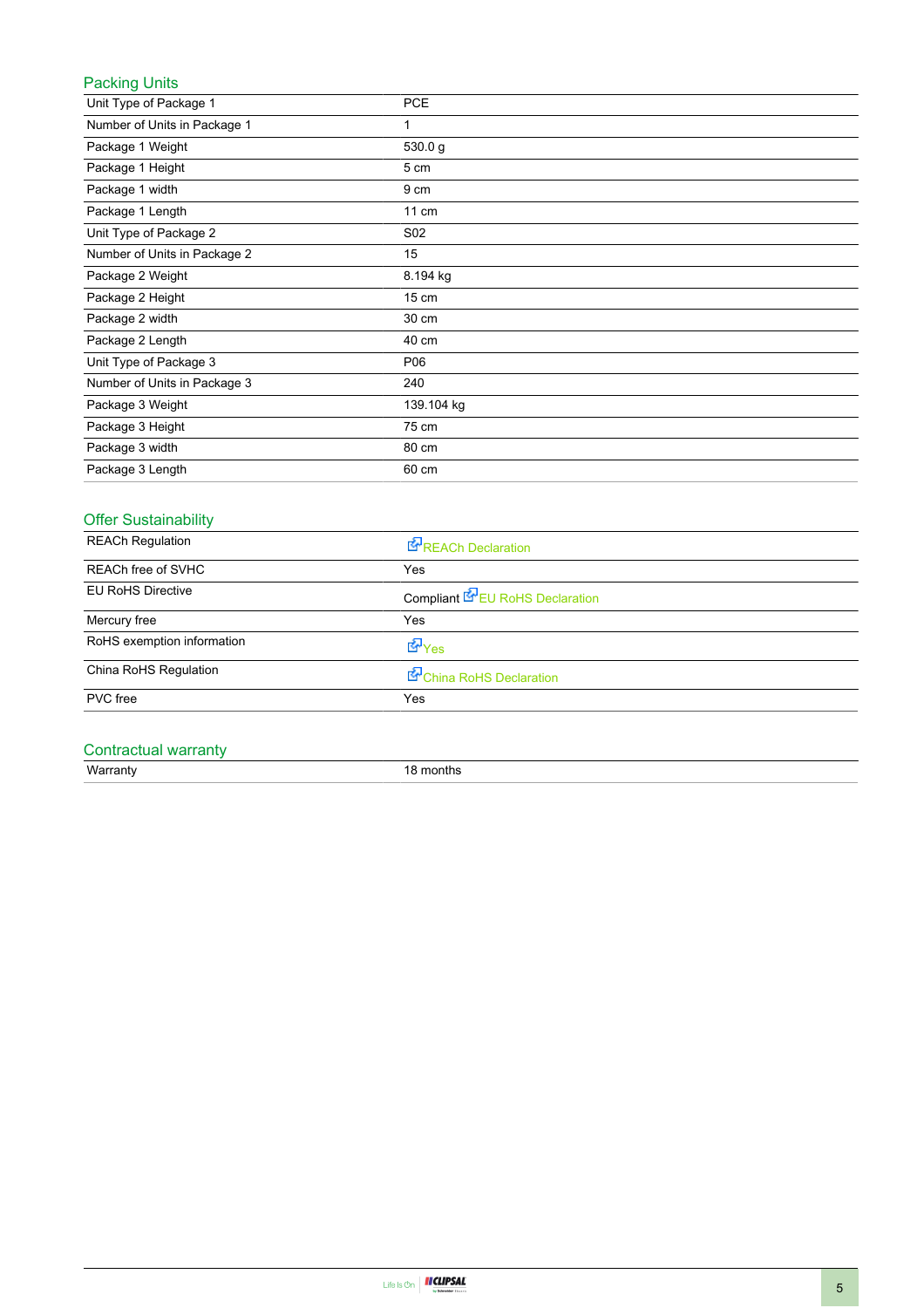## Packing Units

| | |
|---|---|
| Unit Type of Package 1 | PCE |
| Number of Units in Package 1 | 1 |
| Package 1 Weight | 530.0 g |
| Package 1 Height | 5 cm |
| Package 1 width | 9 cm |
| Package 1 Length | 11 cm |
| Unit Type of Package 2 | S02 |
| Number of Units in Package 2 | 15 |
| Package 2 Weight | 8.194 kg |
| Package 2 Height | 15 cm |
| Package 2 width | 30 cm |
| Package 2 Length | 40 cm |
| Unit Type of Package 3 | P06 |
| Number of Units in Package 3 | 240 |
| Package 3 Weight | 139.104 kg |
| Package 3 Height | 75 cm |
| Package 3 width | 80 cm |
| Package 3 Length | 60 cm |

## Offer Sustainability

| | |
|---|---|
| REACh Regulation | REACh Declaration |
| REACh free of SVHC | Yes |
| EU RoHS Directive | Compliant EU RoHS Declaration |
| Mercury free | Yes |
| RoHS exemption information | Yes |
| China RoHS Regulation | China RoHS Declaration |
| PVC free | Yes |

## Contractual warranty

| | |
|---|---|
| Warranty | 18 months |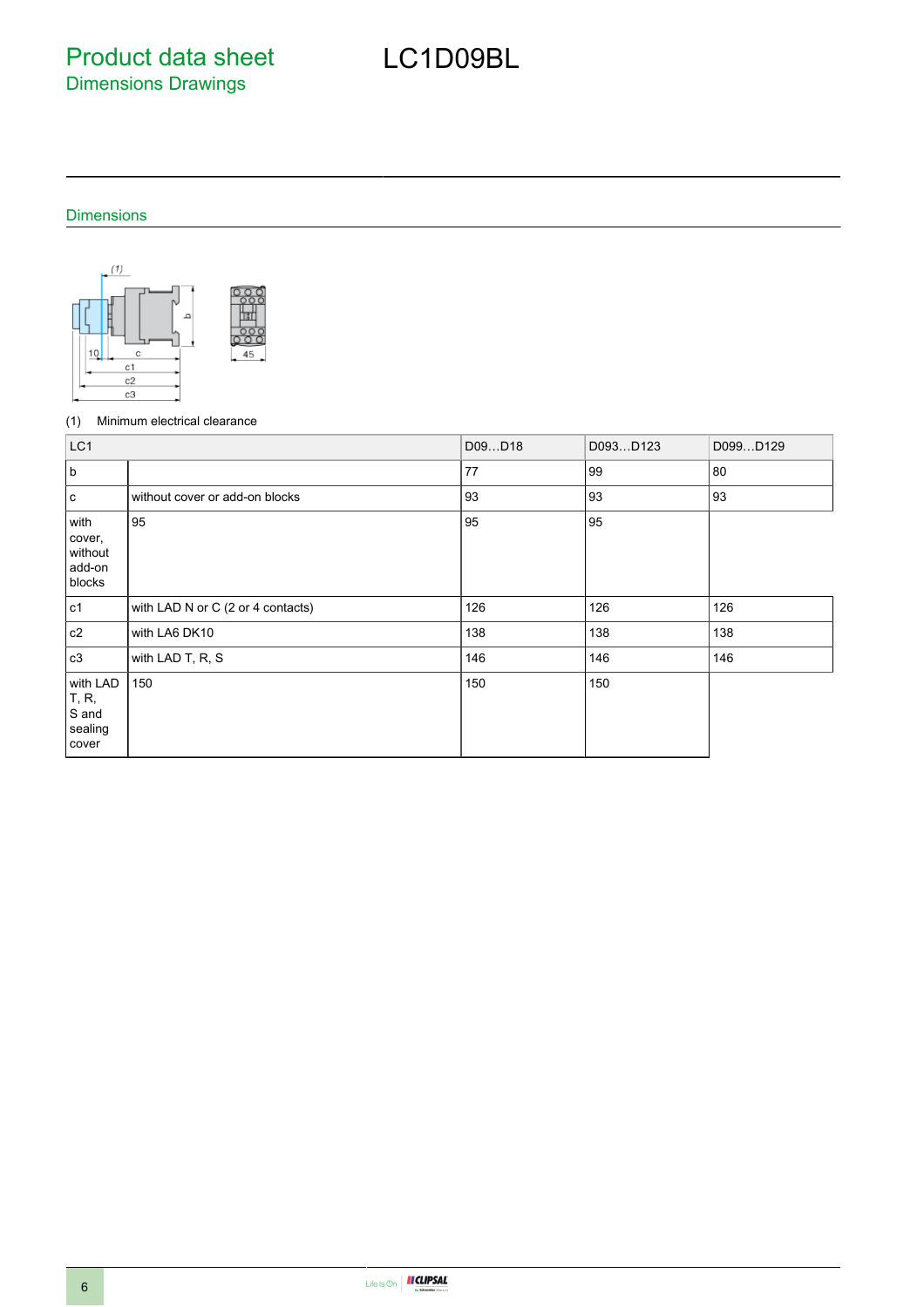# Product data sheet
## Dimensions Drawings

# LC1D09BL

### Dimensions

(1) Minimum electrical clearance

| LC1 | | D09…D18 | D093…D123 | D099…D129 |
|---|---|---|---|---|
| b | | 77 | 99 | 80 |
| c | without cover or add-on blocks | 93 | 93 | 93 |
| with cover, without add-on blocks | 95 | 95 | 95 | |
| c1 | with LAD N or C (2 or 4 contacts) | 126 | 126 | 126 |
| c2 | with LA6 DK10 | 138 | 138 | 138 |
| c3 | with LAD T, R, S | 146 | 146 | 146 |
| with LAD T, R, S and sealing cover | 150 | 150 | 150 | |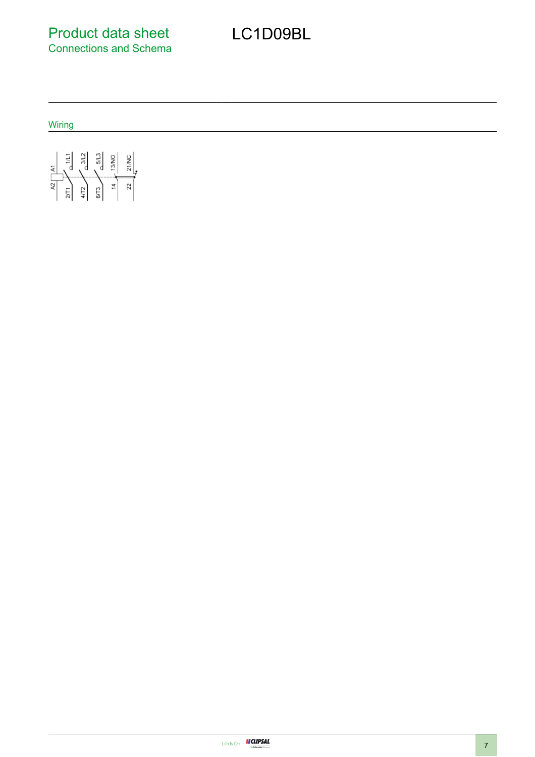# Product data sheet
## Connections and Schema

# LC1D09BL

### Wiring

A1
A2
1/L1
2/T1
3/L2
4/T2
5/L3
6/T3
13/NO
14
21/NC
22